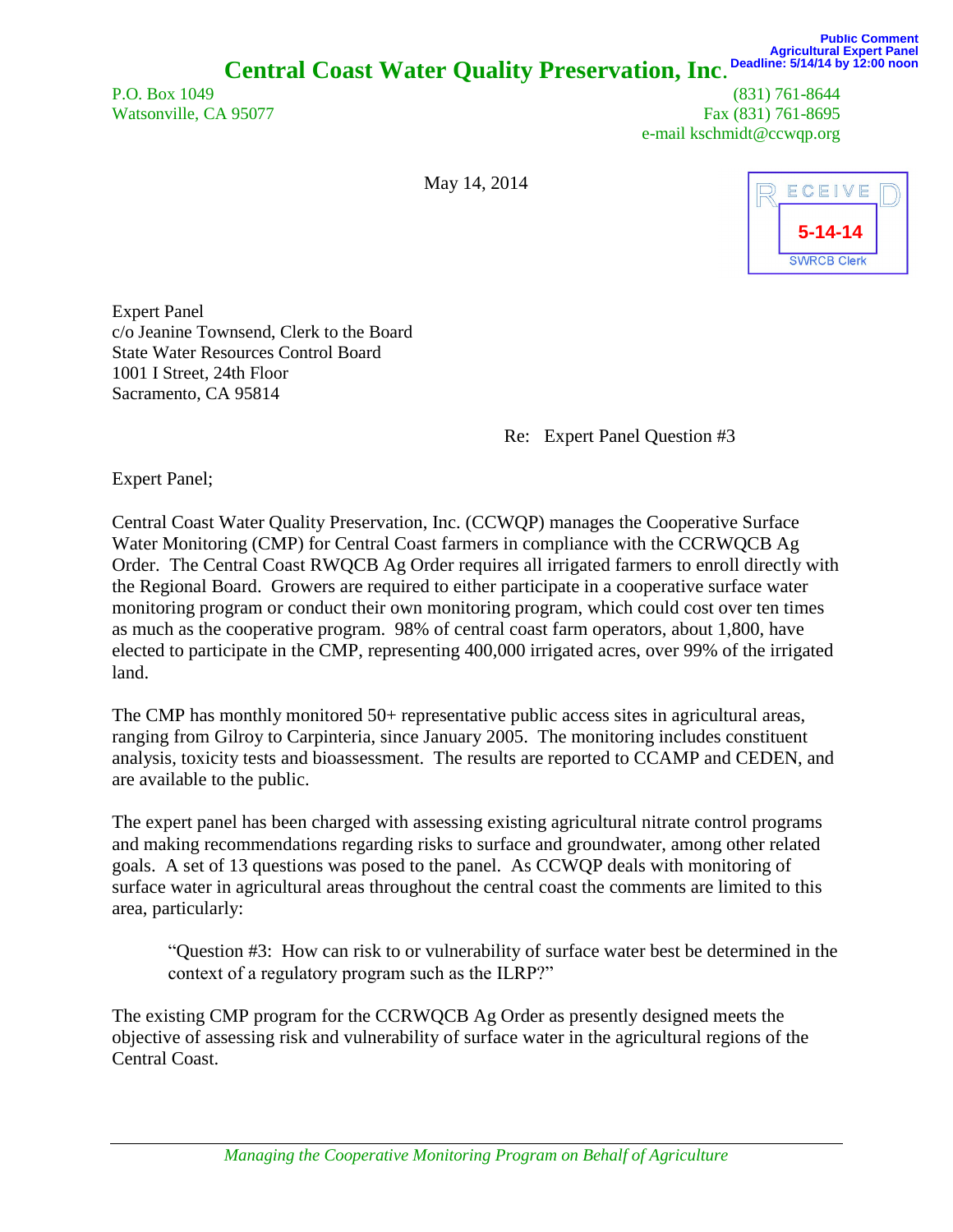Public Comment
Agricultural Expert Panel
Deadline: 5/14/14 by 12:00 noon

# Central Coast Water Quality Preservation, Inc.

P.O. Box 1049
Watsonville, CA 95077

(831) 761-8644
Fax (831) 761-8695
e-mail kschmidt@ccwqp.org

May 14, 2014

RECEIVED
5-14-14
SWRCB Clerk

Expert Panel
c/o Jeanine Townsend, Clerk to the Board
State Water Resources Control Board
1001 I Street, 24th Floor
Sacramento, CA 95814

Re: Expert Panel Question #3

Expert Panel;

Central Coast Water Quality Preservation, Inc. (CCWQP) manages the Cooperative Surface Water Monitoring (CMP) for Central Coast farmers in compliance with the CCRWQCB Ag Order. The Central Coast RWQCB Ag Order requires all irrigated farmers to enroll directly with the Regional Board. Growers are required to either participate in a cooperative surface water monitoring program or conduct their own monitoring program, which could cost over ten times as much as the cooperative program. 98% of central coast farm operators, about 1,800, have elected to participate in the CMP, representing 400,000 irrigated acres, over 99% of the irrigated land.

The CMP has monthly monitored 50+ representative public access sites in agricultural areas, ranging from Gilroy to Carpinteria, since January 2005. The monitoring includes constituent analysis, toxicity tests and bioassessment. The results are reported to CCAMP and CEDEN, and are available to the public.

The expert panel has been charged with assessing existing agricultural nitrate control programs and making recommendations regarding risks to surface and groundwater, among other related goals. A set of 13 questions was posed to the panel. As CCWQP deals with monitoring of surface water in agricultural areas throughout the central coast the comments are limited to this area, particularly:

> "Question #3: How can risk to or vulnerability of surface water best be determined in the context of a regulatory program such as the ILRP?"

The existing CMP program for the CCRWQCB Ag Order as presently designed meets the objective of assessing risk and vulnerability of surface water in the agricultural regions of the Central Coast.

*Managing the Cooperative Monitoring Program on Behalf of Agriculture*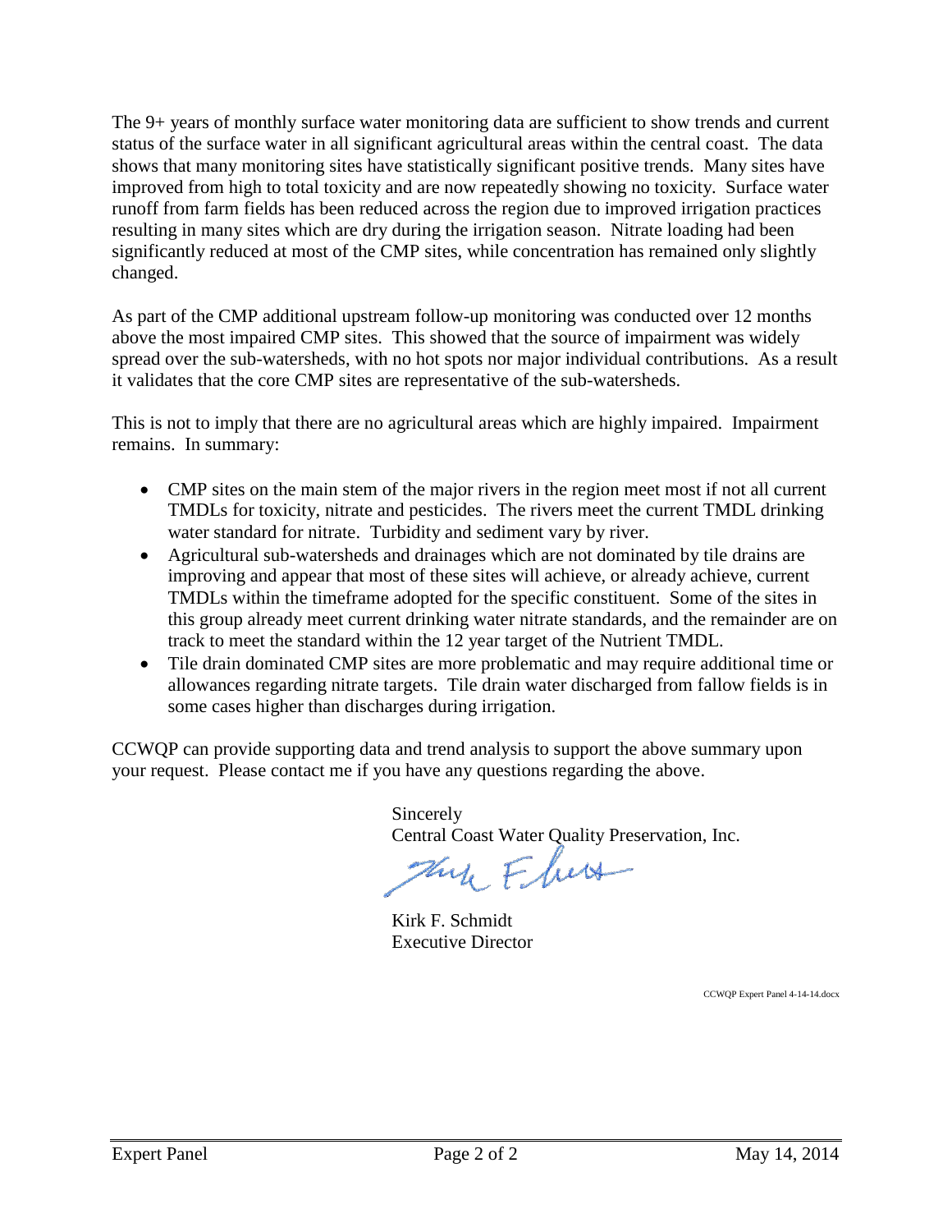The 9+ years of monthly surface water monitoring data are sufficient to show trends and current status of the surface water in all significant agricultural areas within the central coast. The data shows that many monitoring sites have statistically significant positive trends. Many sites have improved from high to total toxicity and are now repeatedly showing no toxicity. Surface water runoff from farm fields has been reduced across the region due to improved irrigation practices resulting in many sites which are dry during the irrigation season. Nitrate loading had been significantly reduced at most of the CMP sites, while concentration has remained only slightly changed.

As part of the CMP additional upstream follow-up monitoring was conducted over 12 months above the most impaired CMP sites. This showed that the source of impairment was widely spread over the sub-watersheds, with no hot spots nor major individual contributions. As a result it validates that the core CMP sites are representative of the sub-watersheds.

This is not to imply that there are no agricultural areas which are highly impaired. Impairment remains. In summary:

- CMP sites on the main stem of the major rivers in the region meet most if not all current TMDLs for toxicity, nitrate and pesticides. The rivers meet the current TMDL drinking water standard for nitrate. Turbidity and sediment vary by river.
- Agricultural sub-watersheds and drainages which are not dominated by tile drains are improving and appear that most of these sites will achieve, or already achieve, current TMDLs within the timeframe adopted for the specific constituent. Some of the sites in this group already meet current drinking water nitrate standards, and the remainder are on track to meet the standard within the 12 year target of the Nutrient TMDL.
- Tile drain dominated CMP sites are more problematic and may require additional time or allowances regarding nitrate targets. Tile drain water discharged from fallow fields is in some cases higher than discharges during irrigation.

CCWQP can provide supporting data and trend analysis to support the above summary upon your request. Please contact me if you have any questions regarding the above.

Sincerely
Central Coast Water Quality Preservation, Inc.

Kirk F. Schmidt
Executive Director

CCWQP Expert Panel 4-14-14.docx